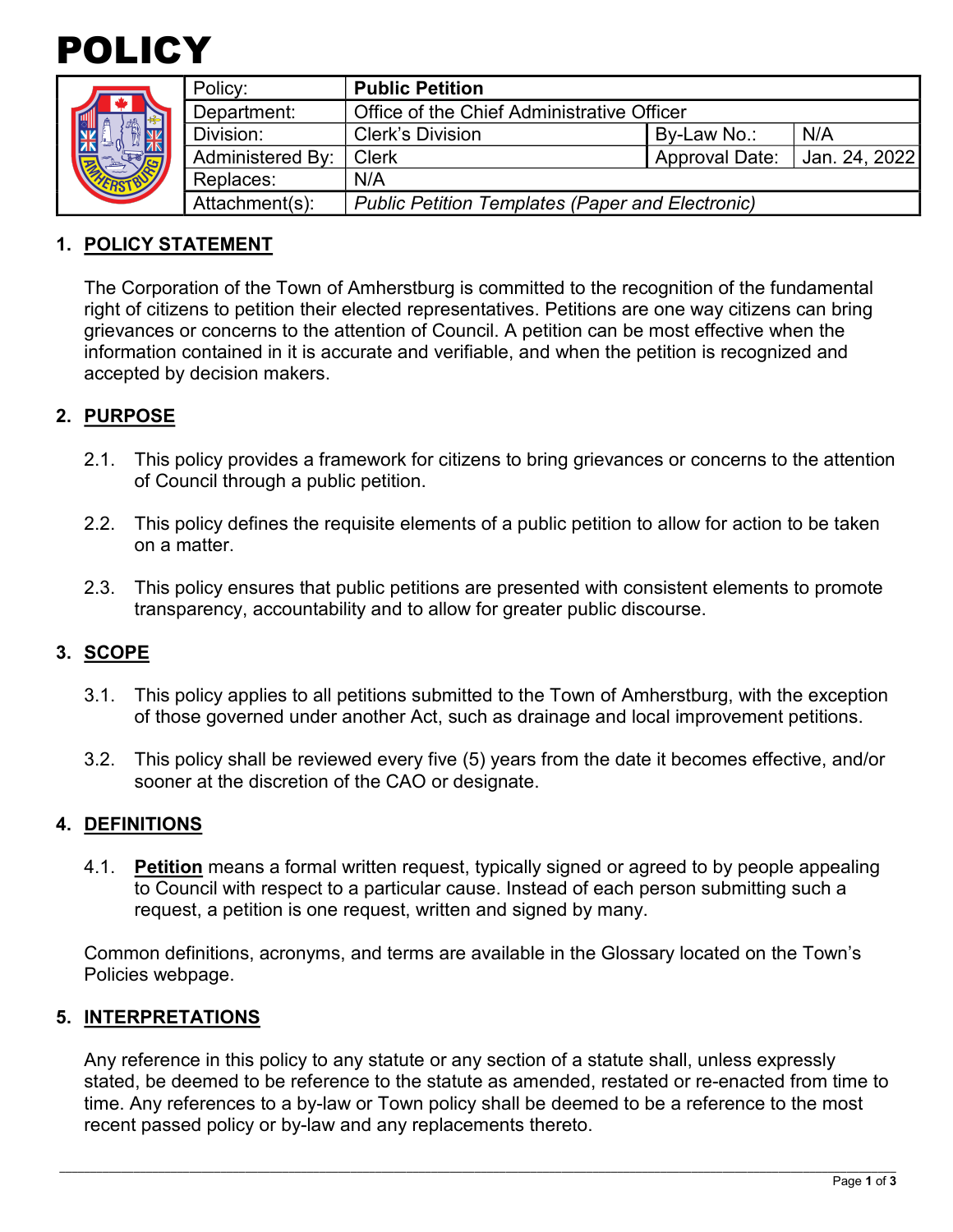# POLICY

| Policy: | **Public Petition** | | |
|---|---|---|---|
| Department: | Office of the Chief Administrative Officer | | |
| Division: | Clerk's Division | By-Law No.: | N/A |
| Administered By: | Clerk | Approval Date: | Jan. 24, 2022 |
| Replaces: | N/A | | |
| Attachment(s): | *Public Petition Templates (Paper and Electronic)* | | |

## 1. POLICY STATEMENT

The Corporation of the Town of Amherstburg is committed to the recognition of the fundamental right of citizens to petition their elected representatives. Petitions are one way citizens can bring grievances or concerns to the attention of Council. A petition can be most effective when the information contained in it is accurate and verifiable, and when the petition is recognized and accepted by decision makers.

## 2. PURPOSE

2.1. This policy provides a framework for citizens to bring grievances or concerns to the attention of Council through a public petition.

2.2. This policy defines the requisite elements of a public petition to allow for action to be taken on a matter.

2.3. This policy ensures that public petitions are presented with consistent elements to promote transparency, accountability and to allow for greater public discourse.

## 3. SCOPE

3.1. This policy applies to all petitions submitted to the Town of Amherstburg, with the exception of those governed under another Act, such as drainage and local improvement petitions.

3.2. This policy shall be reviewed every five (5) years from the date it becomes effective, and/or sooner at the discretion of the CAO or designate.

## 4. DEFINITIONS

4.1. **Petition** means a formal written request, typically signed or agreed to by people appealing to Council with respect to a particular cause. Instead of each person submitting such a request, a petition is one request, written and signed by many.

Common definitions, acronyms, and terms are available in the Glossary located on the Town's Policies webpage.

## 5. INTERPRETATIONS

Any reference in this policy to any statute or any section of a statute shall, unless expressly stated, be deemed to be reference to the statute as amended, restated or re-enacted from time to time. Any references to a by-law or Town policy shall be deemed to be a reference to the most recent passed policy or by-law and any replacements thereto.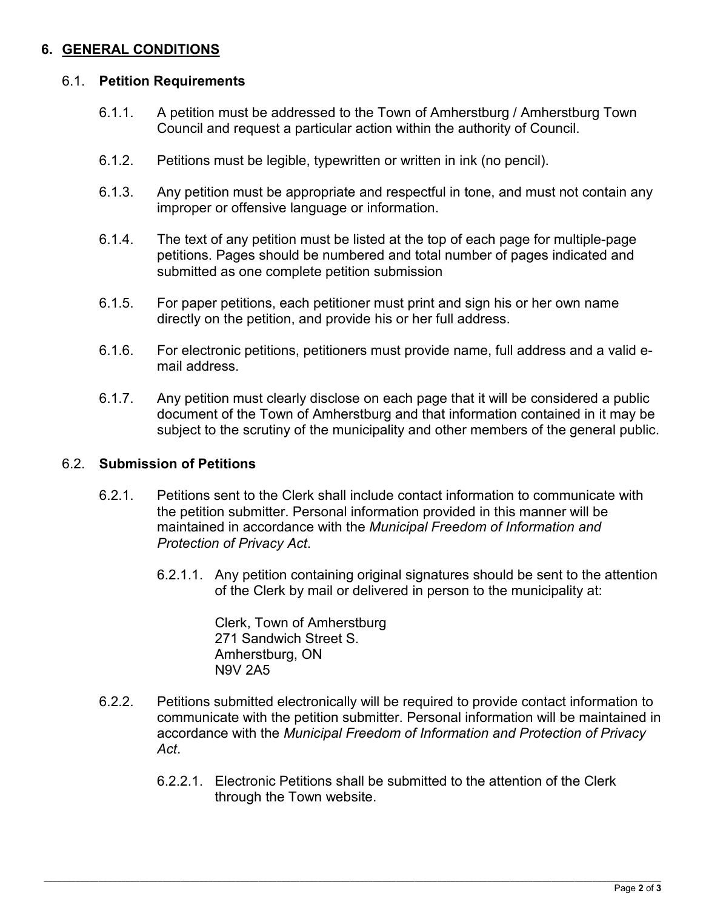## 6. GENERAL CONDITIONS

### 6.1. **Petition Requirements**

6.1.1. A petition must be addressed to the Town of Amherstburg / Amherstburg Town Council and request a particular action within the authority of Council.

6.1.2. Petitions must be legible, typewritten or written in ink (no pencil).

6.1.3. Any petition must be appropriate and respectful in tone, and must not contain any improper or offensive language or information.

6.1.4. The text of any petition must be listed at the top of each page for multiple-page petitions. Pages should be numbered and total number of pages indicated and submitted as one complete petition submission

6.1.5. For paper petitions, each petitioner must print and sign his or her own name directly on the petition, and provide his or her full address.

6.1.6. For electronic petitions, petitioners must provide name, full address and a valid e-mail address.

6.1.7. Any petition must clearly disclose on each page that it will be considered a public document of the Town of Amherstburg and that information contained in it may be subject to the scrutiny of the municipality and other members of the general public.

### 6.2. **Submission of Petitions**

6.2.1. Petitions sent to the Clerk shall include contact information to communicate with the petition submitter. Personal information provided in this manner will be maintained in accordance with the *Municipal Freedom of Information and Protection of Privacy Act*.

6.2.1.1. Any petition containing original signatures should be sent to the attention of the Clerk by mail or delivered in person to the municipality at:

Clerk, Town of Amherstburg
271 Sandwich Street S.
Amherstburg, ON
N9V 2A5

6.2.2. Petitions submitted electronically will be required to provide contact information to communicate with the petition submitter. Personal information will be maintained in accordance with the *Municipal Freedom of Information and Protection of Privacy Act*.

6.2.2.1. Electronic Petitions shall be submitted to the attention of the Clerk through the Town website.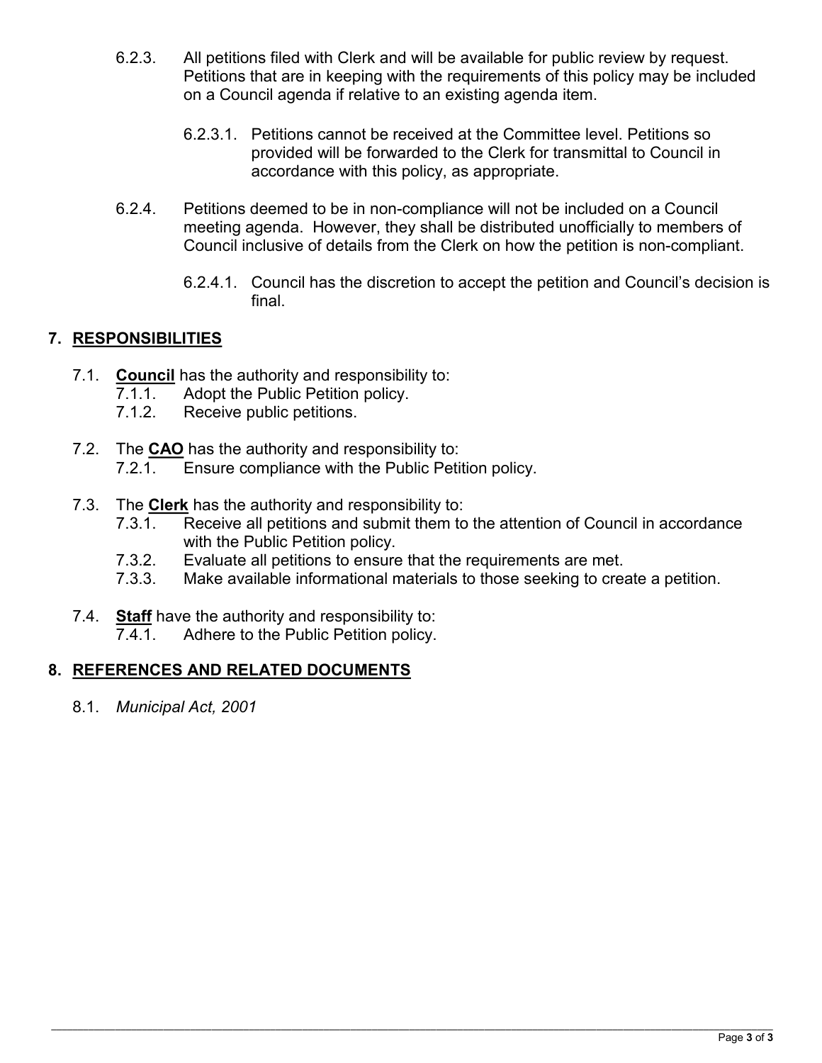6.2.3. All petitions filed with Clerk and will be available for public review by request. Petitions that are in keeping with the requirements of this policy may be included on a Council agenda if relative to an existing agenda item.

6.2.3.1. Petitions cannot be received at the Committee level. Petitions so provided will be forwarded to the Clerk for transmittal to Council in accordance with this policy, as appropriate.

6.2.4. Petitions deemed to be in non-compliance will not be included on a Council meeting agenda. However, they shall be distributed unofficially to members of Council inclusive of details from the Clerk on how the petition is non-compliant.

6.2.4.1. Council has the discretion to accept the petition and Council's decision is final.

## 7. RESPONSIBILITIES

7.1. **Council** has the authority and responsibility to:

7.1.1. Adopt the Public Petition policy.

7.1.2. Receive public petitions.

7.2. The **CAO** has the authority and responsibility to:

7.2.1. Ensure compliance with the Public Petition policy.

7.3. The **Clerk** has the authority and responsibility to:

7.3.1. Receive all petitions and submit them to the attention of Council in accordance with the Public Petition policy.

7.3.2. Evaluate all petitions to ensure that the requirements are met.

7.3.3. Make available informational materials to those seeking to create a petition.

7.4. **Staff** have the authority and responsibility to:

7.4.1. Adhere to the Public Petition policy.

## 8. REFERENCES AND RELATED DOCUMENTS

8.1. *Municipal Act, 2001*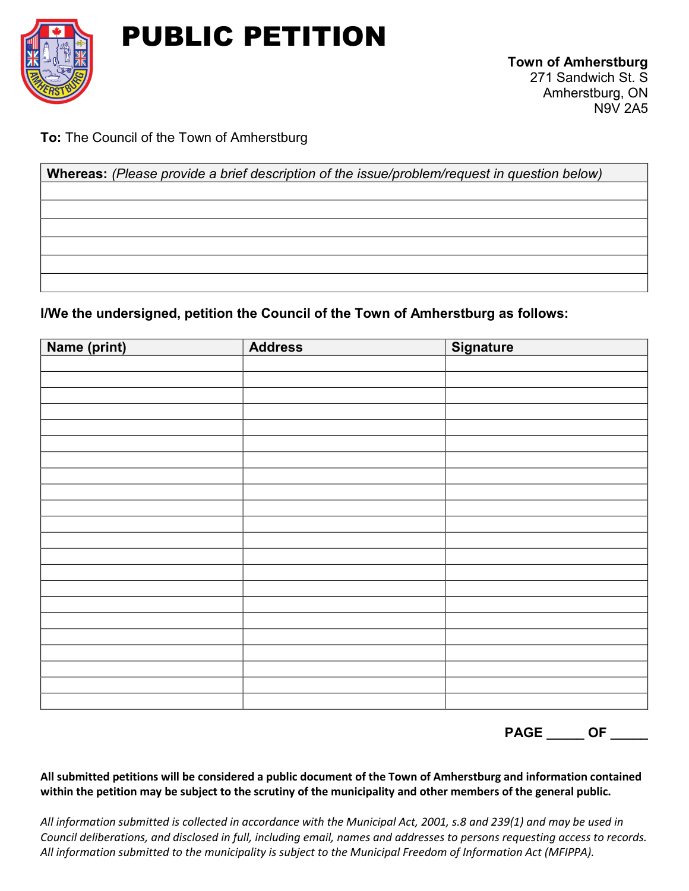# PUBLIC PETITION

**Town of Amherstburg**
271 Sandwich St. S
Amherstburg, ON
N9V 2A5

**To:** The Council of the Town of Amherstburg

| **Whereas:** *(Please provide a brief description of the issue/problem/request in question below)* |
|---|
| |
| |
| |
| |
| |
| |

**I/We the undersigned, petition the Council of the Town of Amherstburg as follows:**

| Name (print) | Address | Signature |
|---|---|---|
| | | |
| | | |
| | | |
| | | |
| | | |
| | | |
| | | |
| | | |
| | | |
| | | |
| | | |
| | | |
| | | |
| | | |
| | | |
| | | |
| | | |
| | | |
| | | |
| | | |
| | | |
| | | |

**PAGE _____ OF _____**

**All submitted petitions will be considered a public document of the Town of Amherstburg and information contained within the petition may be subject to the scrutiny of the municipality and other members of the general public.**

*All information submitted is collected in accordance with the Municipal Act, 2001, s.8 and 239(1) and may be used in Council deliberations, and disclosed in full, including email, names and addresses to persons requesting access to records. All information submitted to the municipality is subject to the Municipal Freedom of Information Act (MFIPPA).*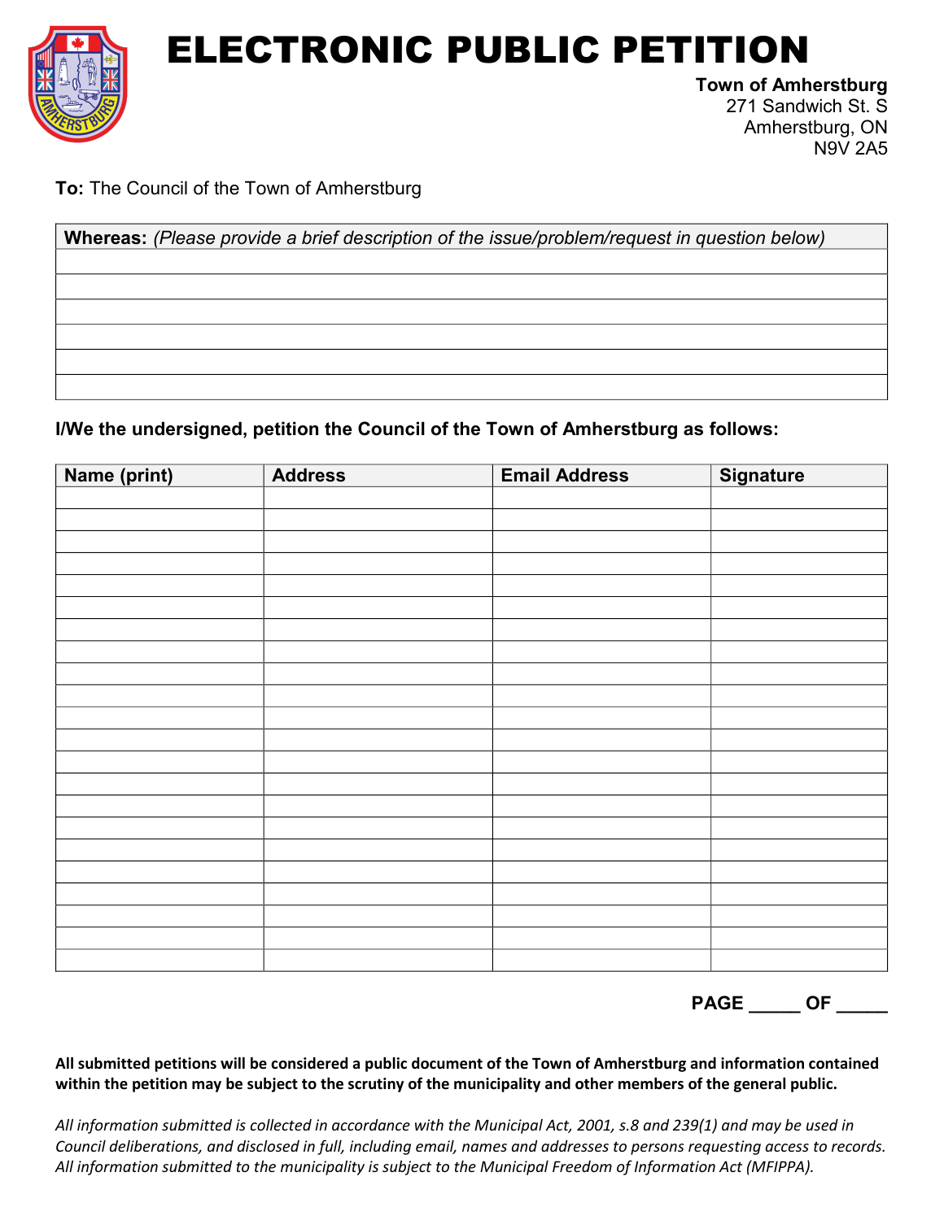# ELECTRONIC PUBLIC PETITION

**Town of Amherstburg**
271 Sandwich St. S
Amherstburg, ON
N9V 2A5

**To:** The Council of the Town of Amherstburg

| **Whereas:** *(Please provide a brief description of the issue/problem/request in question below)* |
|---|
| |
| |
| |
| |
| |
| |

**I/We the undersigned, petition the Council of the Town of Amherstburg as follows:**

| Name (print) | Address | Email Address | Signature |
|---|---|---|---|
| | | | |
| | | | |
| | | | |
| | | | |
| | | | |
| | | | |
| | | | |
| | | | |
| | | | |
| | | | |
| | | | |
| | | | |
| | | | |
| | | | |
| | | | |
| | | | |
| | | | |
| | | | |
| | | | |
| | | | |
| | | | |
| | | | |

**PAGE _____ OF _____**

**All submitted petitions will be considered a public document of the Town of Amherstburg and information contained within the petition may be subject to the scrutiny of the municipality and other members of the general public.**

*All information submitted is collected in accordance with the Municipal Act, 2001, s.8 and 239(1) and may be used in Council deliberations, and disclosed in full, including email, names and addresses to persons requesting access to records. All information submitted to the municipality is subject to the Municipal Freedom of Information Act (MFIPPA).*